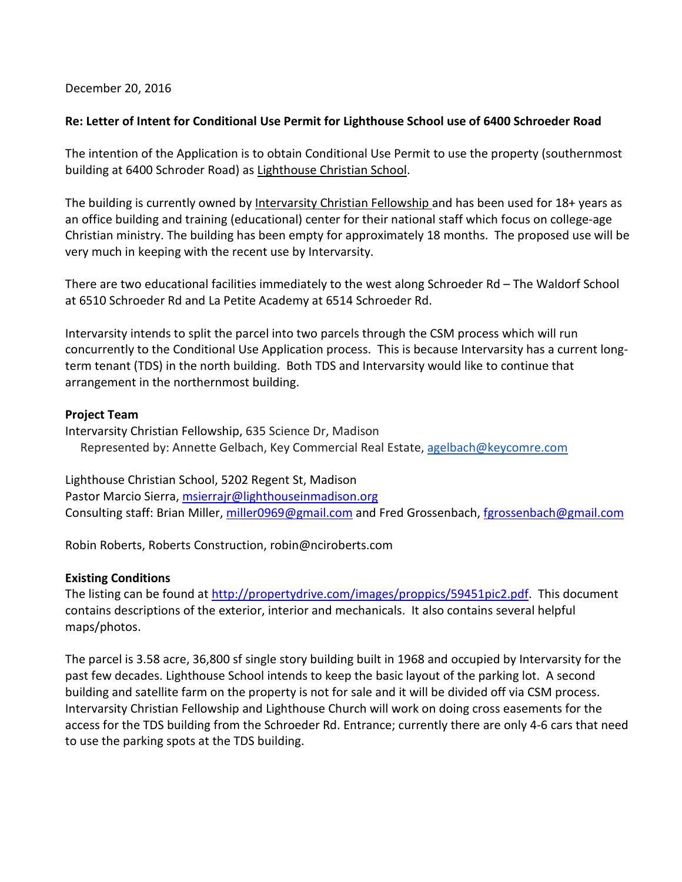December 20, 2016

**Re: Letter of Intent for Conditional Use Permit for Lighthouse School use of 6400 Schroeder Road**

The intention of the Application is to obtain Conditional Use Permit to use the property (southernmost building at 6400 Schroder Road) as Lighthouse Christian School.

The building is currently owned by Intervarsity Christian Fellowship and has been used for 18+ years as an office building and training (educational) center for their national staff which focus on college-age Christian ministry. The building has been empty for approximately 18 months. The proposed use will be very much in keeping with the recent use by Intervarsity.

There are two educational facilities immediately to the west along Schroeder Rd – The Waldorf School at 6510 Schroeder Rd and La Petite Academy at 6514 Schroeder Rd.

Intervarsity intends to split the parcel into two parcels through the CSM process which will run concurrently to the Conditional Use Application process. This is because Intervarsity has a current long-term tenant (TDS) in the north building. Both TDS and Intervarsity would like to continue that arrangement in the northernmost building.

**Project Team**

Intervarsity Christian Fellowship, 635 Science Dr, Madison
Represented by: Annette Gelbach, Key Commercial Real Estate, agelbach@keycomre.com

Lighthouse Christian School, 5202 Regent St, Madison
Pastor Marcio Sierra, msierrajr@lighthouseinmadison.org
Consulting staff: Brian Miller, miller0969@gmail.com and Fred Grossenbach, fgrossenbach@gmail.com

Robin Roberts, Roberts Construction, robin@nciroberts.com

**Existing Conditions**

The listing can be found at http://propertydrive.com/images/proppics/59451pic2.pdf. This document contains descriptions of the exterior, interior and mechanicals. It also contains several helpful maps/photos.

The parcel is 3.58 acre, 36,800 sf single story building built in 1968 and occupied by Intervarsity for the past few decades. Lighthouse School intends to keep the basic layout of the parking lot. A second building and satellite farm on the property is not for sale and it will be divided off via CSM process. Intervarsity Christian Fellowship and Lighthouse Church will work on doing cross easements for the access for the TDS building from the Schroeder Rd. Entrance; currently there are only 4-6 cars that need to use the parking spots at the TDS building.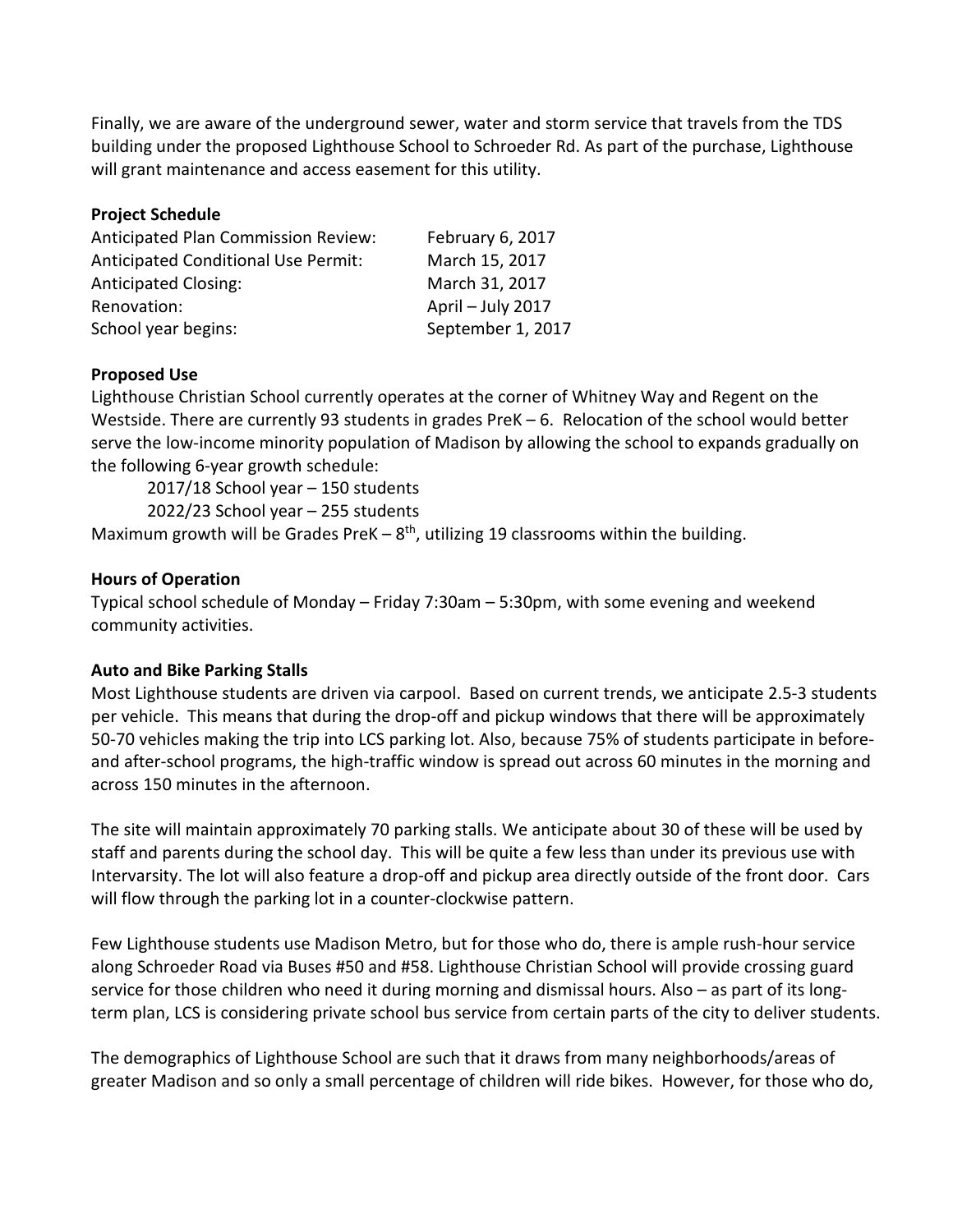Finally, we are aware of the underground sewer, water and storm service that travels from the TDS building under the proposed Lighthouse School to Schroeder Rd. As part of the purchase, Lighthouse will grant maintenance and access easement for this utility.

**Project Schedule**

| | |
|---|---|
| Anticipated Plan Commission Review: | February 6, 2017 |
| Anticipated Conditional Use Permit: | March 15, 2017 |
| Anticipated Closing: | March 31, 2017 |
| Renovation: | April – July 2017 |
| School year begins: | September 1, 2017 |

**Proposed Use**

Lighthouse Christian School currently operates at the corner of Whitney Way and Regent on the Westside. There are currently 93 students in grades PreK – 6. Relocation of the school would better serve the low-income minority population of Madison by allowing the school to expands gradually on the following 6-year growth schedule:

2017/18 School year – 150 students
2022/23 School year – 255 students

Maximum growth will be Grades PreK – 8th, utilizing 19 classrooms within the building.

**Hours of Operation**

Typical school schedule of Monday – Friday 7:30am – 5:30pm, with some evening and weekend community activities.

**Auto and Bike Parking Stalls**

Most Lighthouse students are driven via carpool. Based on current trends, we anticipate 2.5-3 students per vehicle. This means that during the drop-off and pickup windows that there will be approximately 50-70 vehicles making the trip into LCS parking lot. Also, because 75% of students participate in before- and after-school programs, the high-traffic window is spread out across 60 minutes in the morning and across 150 minutes in the afternoon.

The site will maintain approximately 70 parking stalls. We anticipate about 30 of these will be used by staff and parents during the school day. This will be quite a few less than under its previous use with Intervarsity. The lot will also feature a drop-off and pickup area directly outside of the front door. Cars will flow through the parking lot in a counter-clockwise pattern.

Few Lighthouse students use Madison Metro, but for those who do, there is ample rush-hour service along Schroeder Road via Buses #50 and #58. Lighthouse Christian School will provide crossing guard service for those children who need it during morning and dismissal hours. Also – as part of its long-term plan, LCS is considering private school bus service from certain parts of the city to deliver students.

The demographics of Lighthouse School are such that it draws from many neighborhoods/areas of greater Madison and so only a small percentage of children will ride bikes. However, for those who do,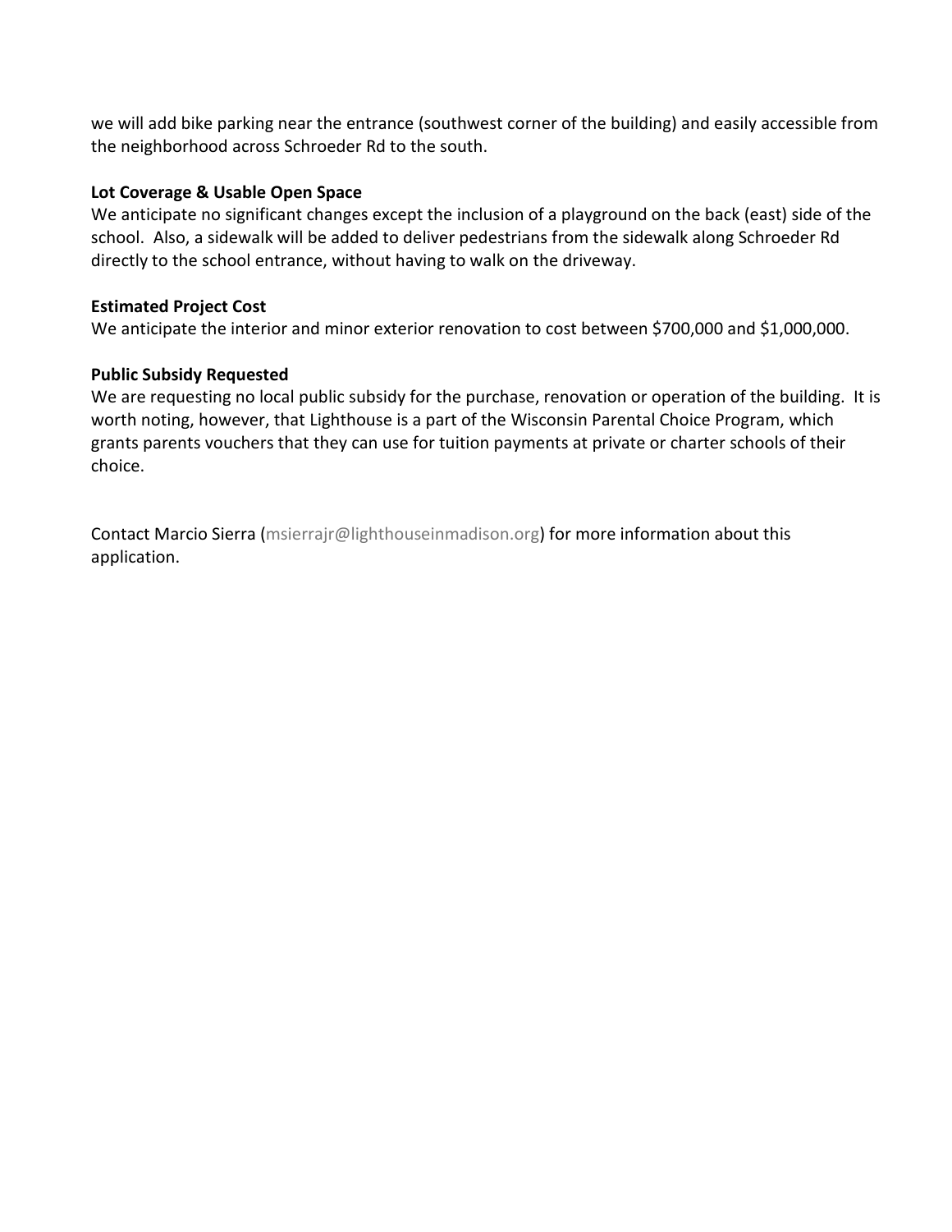we will add bike parking near the entrance (southwest corner of the building) and easily accessible from the neighborhood across Schroeder Rd to the south.

**Lot Coverage & Usable Open Space**

We anticipate no significant changes except the inclusion of a playground on the back (east) side of the school. Also, a sidewalk will be added to deliver pedestrians from the sidewalk along Schroeder Rd directly to the school entrance, without having to walk on the driveway.

**Estimated Project Cost**

We anticipate the interior and minor exterior renovation to cost between $700,000 and $1,000,000.

**Public Subsidy Requested**

We are requesting no local public subsidy for the purchase, renovation or operation of the building. It is worth noting, however, that Lighthouse is a part of the Wisconsin Parental Choice Program, which grants parents vouchers that they can use for tuition payments at private or charter schools of their choice.

Contact Marcio Sierra (msierrajr@lighthouseinmadison.org) for more information about this application.